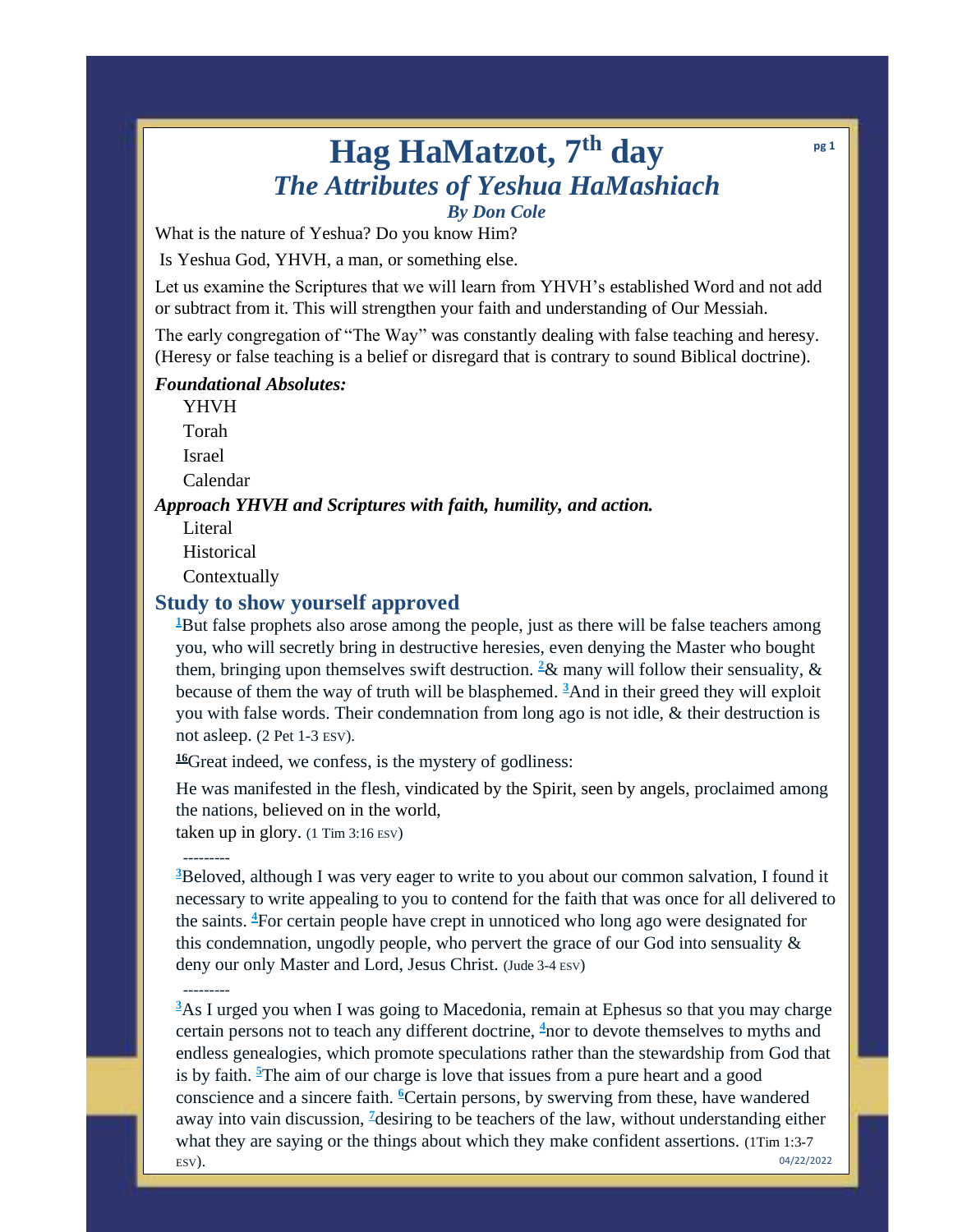# Hag HaMatzot, 7th day

## *The Attributes of Yeshua HaMashiach*

***By Don Cole***

What is the nature of Yeshua? Do you know Him?

Is Yeshua God, YHVH, a man, or something else.

Let us examine the Scriptures that we will learn from YHVH's established Word and not add or subtract from it. This will strengthen your faith and understanding of Our Messiah.

The early congregation of "The Way" was constantly dealing with false teaching and heresy. (Heresy or false teaching is a belief or disregard that is contrary to sound Biblical doctrine).

***Foundational Absolutes:***

- YHVH
- Torah
- Israel
- Calendar

***Approach YHVH and Scriptures with faith, humility, and action.***

- Literal
- Historical
- Contextually

## Study to show yourself approved

[1]But false prophets also arose among the people, just as there will be false teachers among you, who will secretly bring in destructive heresies, even denying the Master who bought them, bringing upon themselves swift destruction. [2]& many will follow their sensuality, & because of them the way of truth will be blasphemed. [3]And in their greed they will exploit you with false words. Their condemnation from long ago is not idle, & their destruction is not asleep. (2 Pet 1-3 ESV).

[16]Great indeed, we confess, is the mystery of godliness:

He was manifested in the flesh, vindicated by the Spirit, seen by angels, proclaimed among the nations, believed on in the world,
taken up in glory. (1 Tim 3:16 ESV)

---------

[3]Beloved, although I was very eager to write to you about our common salvation, I found it necessary to write appealing to you to contend for the faith that was once for all delivered to the saints. [4]For certain people have crept in unnoticed who long ago were designated for this condemnation, ungodly people, who pervert the grace of our God into sensuality & deny our only Master and Lord, Jesus Christ. (Jude 3-4 ESV)

---------

[3]As I urged you when I was going to Macedonia, remain at Ephesus so that you may charge certain persons not to teach any different doctrine, [4]nor to devote themselves to myths and endless genealogies, which promote speculations rather than the stewardship from God that is by faith. [5]The aim of our charge is love that issues from a pure heart and a good conscience and a sincere faith. [6]Certain persons, by swerving from these, have wandered away into vain discussion, [7]desiring to be teachers of the law, without understanding either what they are saying or the things about which they make confident assertions. (1Tim 1:3-7 ESV).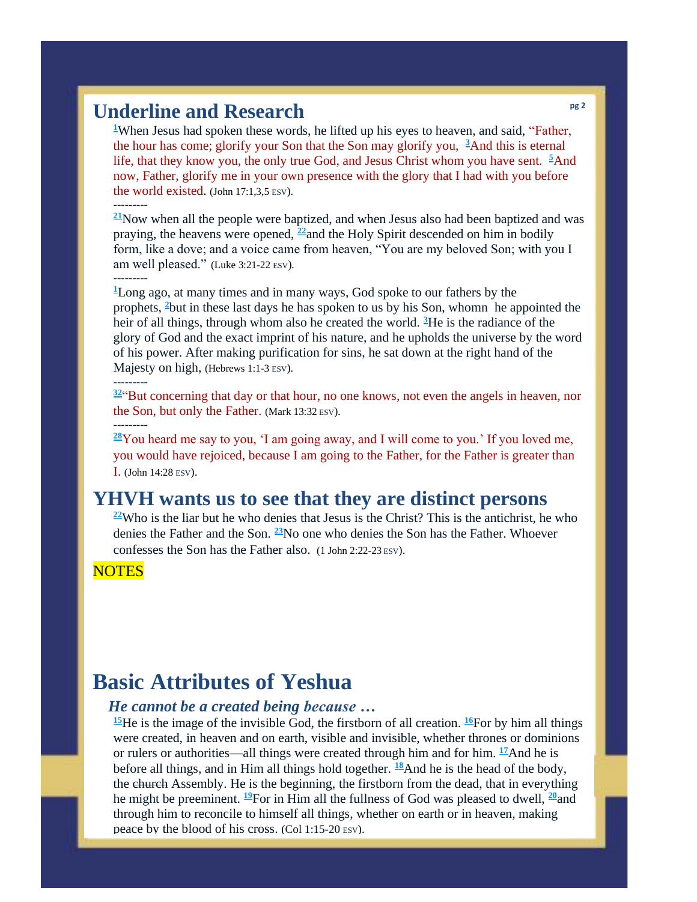## Underline and Research

[1]When Jesus had spoken these words, he lifted up his eyes to heaven, and said, "Father, the hour has come; glorify your Son that the Son may glorify you, [3]And this is eternal life, that they know you, the only true God, and Jesus Christ whom you have sent. [5]And now, Father, glorify me in your own presence with the glory that I had with you before the world existed. (John 17:1,3,5 ESV).

---------

[21]Now when all the people were baptized, and when Jesus also had been baptized and was praying, the heavens were opened, [22]and the Holy Spirit descended on him in bodily form, like a dove; and a voice came from heaven, "You are my beloved Son; with you I am well pleased." (Luke 3:21-22 ESV).

---------

[1]Long ago, at many times and in many ways, God spoke to our fathers by the prophets, [2]but in these last days he has spoken to us by his Son, whomn he appointed the heir of all things, through whom also he created the world. [3]He is the radiance of the glory of God and the exact imprint of his nature, and he upholds the universe by the word of his power. After making purification for sins, he sat down at the right hand of the Majesty on high, (Hebrews 1:1-3 ESV).

---------

[32]"But concerning that day or that hour, no one knows, not even the angels in heaven, nor the Son, but only the Father. (Mark 13:32 ESV).

---------

[28]You heard me say to you, 'I am going away, and I will come to you.' If you loved me, you would have rejoiced, because I am going to the Father, for the Father is greater than I. (John 14:28 ESV).

## YHVH wants us to see that they are distinct persons

[22]Who is the liar but he who denies that Jesus is the Christ? This is the antichrist, he who denies the Father and the Son. [23]No one who denies the Son has the Father. Whoever confesses the Son has the Father also. (1 John 2:22-23 ESV).

NOTES

## Basic Attributes of Yeshua

### *He cannot be a created being because …*

[15]He is the image of the invisible God, the firstborn of all creation. [16]For by him all things were created, in heaven and on earth, visible and invisible, whether thrones or dominions or rulers or authorities—all things were created through him and for him. [17]And he is before all things, and in Him all things hold together. [18]And he is the head of the body, the ~~church~~ Assembly. He is the beginning, the firstborn from the dead, that in everything he might be preeminent. [19]For in Him all the fullness of God was pleased to dwell, [20]and through him to reconcile to himself all things, whether on earth or in heaven, making peace by the blood of his cross. (Col 1:15-20 ESV).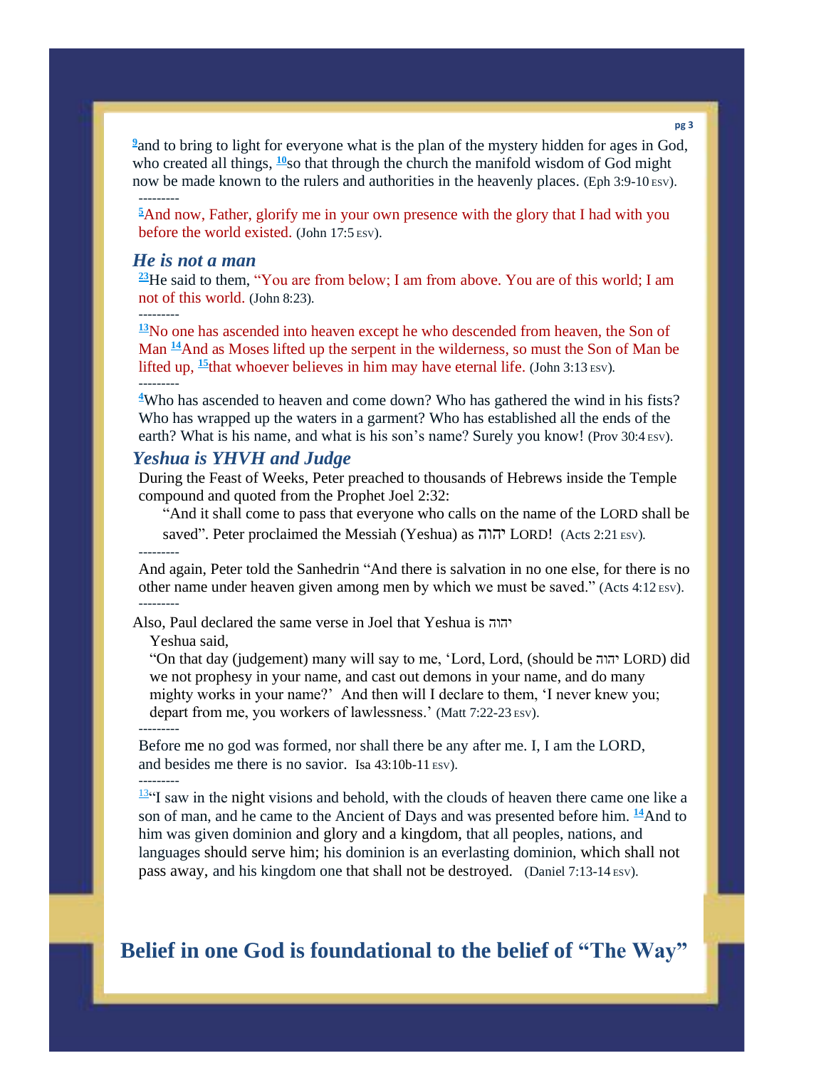[9]and to bring to light for everyone what is the plan of the mystery hidden for ages in God, who created all things, [10]so that through the church the manifold wisdom of God might now be made known to the rulers and authorities in the heavenly places. (Eph 3:9-10 ESV).

---------

[5]And now, Father, glorify me in your own presence with the glory that I had with you before the world existed. (John 17:5 ESV).

### *He is not a man*

[23]He said to them, "You are from below; I am from above. You are of this world; I am not of this world. (John 8:23).

---------

[13]No one has ascended into heaven except he who descended from heaven, the Son of Man [14]And as Moses lifted up the serpent in the wilderness, so must the Son of Man be lifted up, [15]that whoever believes in him may have eternal life. (John 3:13 ESV).

---------

[4]Who has ascended to heaven and come down? Who has gathered the wind in his fists? Who has wrapped up the waters in a garment? Who has established all the ends of the earth? What is his name, and what is his son's name? Surely you know! (Prov 30:4 ESV).

### *Yeshua is YHVH and Judge*

During the Feast of Weeks, Peter preached to thousands of Hebrews inside the Temple compound and quoted from the Prophet Joel 2:32:

"And it shall come to pass that everyone who calls on the name of the LORD shall be saved". Peter proclaimed the Messiah (Yeshua) as יהוה LORD! (Acts 2:21 ESV).

---------

And again, Peter told the Sanhedrin "And there is salvation in no one else, for there is no other name under heaven given among men by which we must be saved." (Acts 4:12 ESV).

---------

Also, Paul declared the same verse in Joel that Yeshua is יהוה

Yeshua said,

"On that day (judgement) many will say to me, 'Lord, Lord, (should be יהוה LORD) did we not prophesy in your name, and cast out demons in your name, and do many mighty works in your name?' And then will I declare to them, 'I never knew you; depart from me, you workers of lawlessness.' (Matt 7:22-23 ESV).

---------

Before me no god was formed, nor shall there be any after me. I, I am the LORD, and besides me there is no savior. Isa 43:10b-11 ESV).

---------

[13]"I saw in the night visions and behold, with the clouds of heaven there came one like a son of man, and he came to the Ancient of Days and was presented before him. [14]And to him was given dominion and glory and a kingdom, that all peoples, nations, and languages should serve him; his dominion is an everlasting dominion, which shall not pass away, and his kingdom one that shall not be destroyed. (Daniel 7:13-14 ESV).

## Belief in one God is foundational to the belief of "The Way"